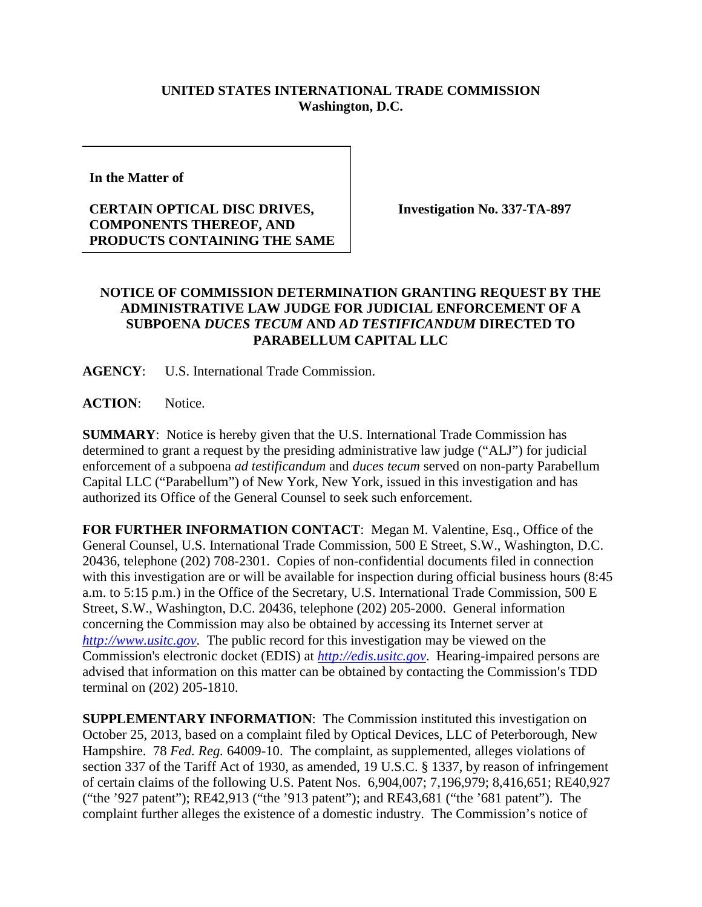**UNITED STATES INTERNATIONAL TRADE COMMISSION**
**Washington, D.C.**

| **In the Matter of** **CERTAIN OPTICAL DISC DRIVES, COMPONENTS THEREOF, AND PRODUCTS CONTAINING THE SAME** | **Investigation No. 337-TA-897** |
|---|---|

**NOTICE OF COMMISSION DETERMINATION GRANTING REQUEST BY THE ADMINISTRATIVE LAW JUDGE FOR JUDICIAL ENFORCEMENT OF A SUBPOENA *DUCES TECUM* AND *AD TESTIFICANDUM* DIRECTED TO PARABELLUM CAPITAL LLC**

**AGENCY**: U.S. International Trade Commission.

**ACTION**: Notice.

**SUMMARY**: Notice is hereby given that the U.S. International Trade Commission has determined to grant a request by the presiding administrative law judge ("ALJ") for judicial enforcement of a subpoena *ad testificandum* and *duces tecum* served on non-party Parabellum Capital LLC ("Parabellum") of New York, New York, issued in this investigation and has authorized its Office of the General Counsel to seek such enforcement.

**FOR FURTHER INFORMATION CONTACT**: Megan M. Valentine, Esq., Office of the General Counsel, U.S. International Trade Commission, 500 E Street, S.W., Washington, D.C. 20436, telephone (202) 708-2301. Copies of non-confidential documents filed in connection with this investigation are or will be available for inspection during official business hours (8:45 a.m. to 5:15 p.m.) in the Office of the Secretary, U.S. International Trade Commission, 500 E Street, S.W., Washington, D.C. 20436, telephone (202) 205-2000. General information concerning the Commission may also be obtained by accessing its Internet server at *http://www.usitc.gov*. The public record for this investigation may be viewed on the Commission's electronic docket (EDIS) at *http://edis.usitc.gov*. Hearing-impaired persons are advised that information on this matter can be obtained by contacting the Commission's TDD terminal on (202) 205-1810.

**SUPPLEMENTARY INFORMATION**: The Commission instituted this investigation on October 25, 2013, based on a complaint filed by Optical Devices, LLC of Peterborough, New Hampshire. 78 *Fed. Reg.* 64009-10. The complaint, as supplemented, alleges violations of section 337 of the Tariff Act of 1930, as amended, 19 U.S.C. § 1337, by reason of infringement of certain claims of the following U.S. Patent Nos. 6,904,007; 7,196,979; 8,416,651; RE40,927 ("the '927 patent"); RE42,913 ("the '913 patent"); and RE43,681 ("the '681 patent"). The complaint further alleges the existence of a domestic industry. The Commission's notice of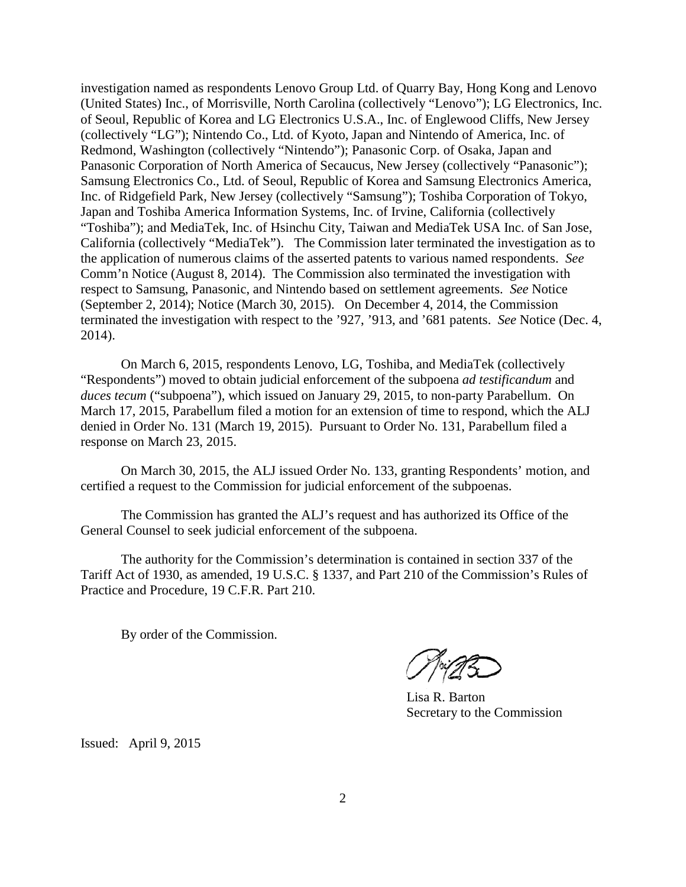investigation named as respondents Lenovo Group Ltd. of Quarry Bay, Hong Kong and Lenovo (United States) Inc., of Morrisville, North Carolina (collectively "Lenovo"); LG Electronics, Inc. of Seoul, Republic of Korea and LG Electronics U.S.A., Inc. of Englewood Cliffs, New Jersey (collectively "LG"); Nintendo Co., Ltd. of Kyoto, Japan and Nintendo of America, Inc. of Redmond, Washington (collectively "Nintendo"); Panasonic Corp. of Osaka, Japan and Panasonic Corporation of North America of Secaucus, New Jersey (collectively "Panasonic"); Samsung Electronics Co., Ltd. of Seoul, Republic of Korea and Samsung Electronics America, Inc. of Ridgefield Park, New Jersey (collectively "Samsung"); Toshiba Corporation of Tokyo, Japan and Toshiba America Information Systems, Inc. of Irvine, California (collectively "Toshiba"); and MediaTek, Inc. of Hsinchu City, Taiwan and MediaTek USA Inc. of San Jose, California (collectively "MediaTek"). The Commission later terminated the investigation as to the application of numerous claims of the asserted patents to various named respondents. *See* Comm'n Notice (August 8, 2014). The Commission also terminated the investigation with respect to Samsung, Panasonic, and Nintendo based on settlement agreements. *See* Notice (September 2, 2014); Notice (March 30, 2015). On December 4, 2014, the Commission terminated the investigation with respect to the '927, '913, and '681 patents. *See* Notice (Dec. 4, 2014).

On March 6, 2015, respondents Lenovo, LG, Toshiba, and MediaTek (collectively "Respondents") moved to obtain judicial enforcement of the subpoena *ad testificandum* and *duces tecum* ("subpoena"), which issued on January 29, 2015, to non-party Parabellum. On March 17, 2015, Parabellum filed a motion for an extension of time to respond, which the ALJ denied in Order No. 131 (March 19, 2015). Pursuant to Order No. 131, Parabellum filed a response on March 23, 2015.

On March 30, 2015, the ALJ issued Order No. 133, granting Respondents' motion, and certified a request to the Commission for judicial enforcement of the subpoenas.

The Commission has granted the ALJ's request and has authorized its Office of the General Counsel to seek judicial enforcement of the subpoena.

The authority for the Commission's determination is contained in section 337 of the Tariff Act of 1930, as amended, 19 U.S.C. § 1337, and Part 210 of the Commission's Rules of Practice and Procedure, 19 C.F.R. Part 210.

By order of the Commission.

Lisa R. Barton
Secretary to the Commission

Issued: April 9, 2015